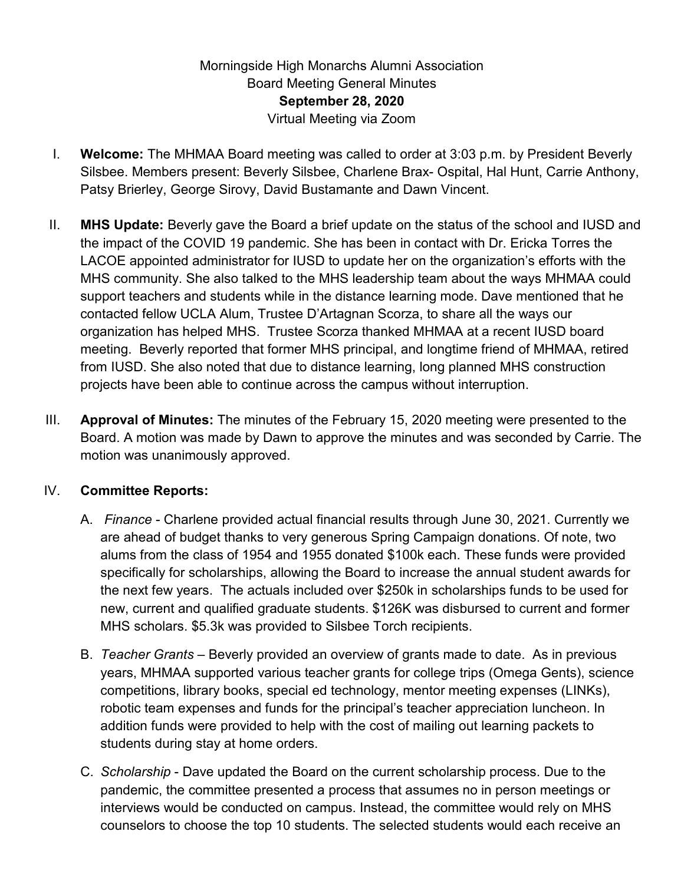Morningside High Monarchs Alumni Association
Board Meeting General Minutes
**September 28, 2020**
Virtual Meeting via Zoom

I. **Welcome:** The MHMAA Board meeting was called to order at 3:03 p.m. by President Beverly Silsbee. Members present: Beverly Silsbee, Charlene Brax- Ospital, Hal Hunt, Carrie Anthony, Patsy Brierley, George Sirovy, David Bustamante and Dawn Vincent.

II. **MHS Update:** Beverly gave the Board a brief update on the status of the school and IUSD and the impact of the COVID 19 pandemic. She has been in contact with Dr. Ericka Torres the LACOE appointed administrator for IUSD to update her on the organization's efforts with the MHS community. She also talked to the MHS leadership team about the ways MHMAA could support teachers and students while in the distance learning mode. Dave mentioned that he contacted fellow UCLA Alum, Trustee D'Artagnan Scorza, to share all the ways our organization has helped MHS. Trustee Scorza thanked MHMAA at a recent IUSD board meeting. Beverly reported that former MHS principal, and longtime friend of MHMAA, retired from IUSD. She also noted that due to distance learning, long planned MHS construction projects have been able to continue across the campus without interruption.

III. **Approval of Minutes:** The minutes of the February 15, 2020 meeting were presented to the Board. A motion was made by Dawn to approve the minutes and was seconded by Carrie. The motion was unanimously approved.

IV. **Committee Reports:**

   A. *Finance* - Charlene provided actual financial results through June 30, 2021. Currently we are ahead of budget thanks to very generous Spring Campaign donations. Of note, two alums from the class of 1954 and 1955 donated $100k each. These funds were provided specifically for scholarships, allowing the Board to increase the annual student awards for the next few years. The actuals included over $250k in scholarships funds to be used for new, current and qualified graduate students. $126K was disbursed to current and former MHS scholars. $5.3k was provided to Silsbee Torch recipients.

   B. *Teacher Grants* – Beverly provided an overview of grants made to date. As in previous years, MHMAA supported various teacher grants for college trips (Omega Gents), science competitions, library books, special ed technology, mentor meeting expenses (LINKs), robotic team expenses and funds for the principal's teacher appreciation luncheon. In addition funds were provided to help with the cost of mailing out learning packets to students during stay at home orders.

   C. *Scholarship* - Dave updated the Board on the current scholarship process. Due to the pandemic, the committee presented a process that assumes no in person meetings or interviews would be conducted on campus. Instead, the committee would rely on MHS counselors to choose the top 10 students. The selected students would each receive an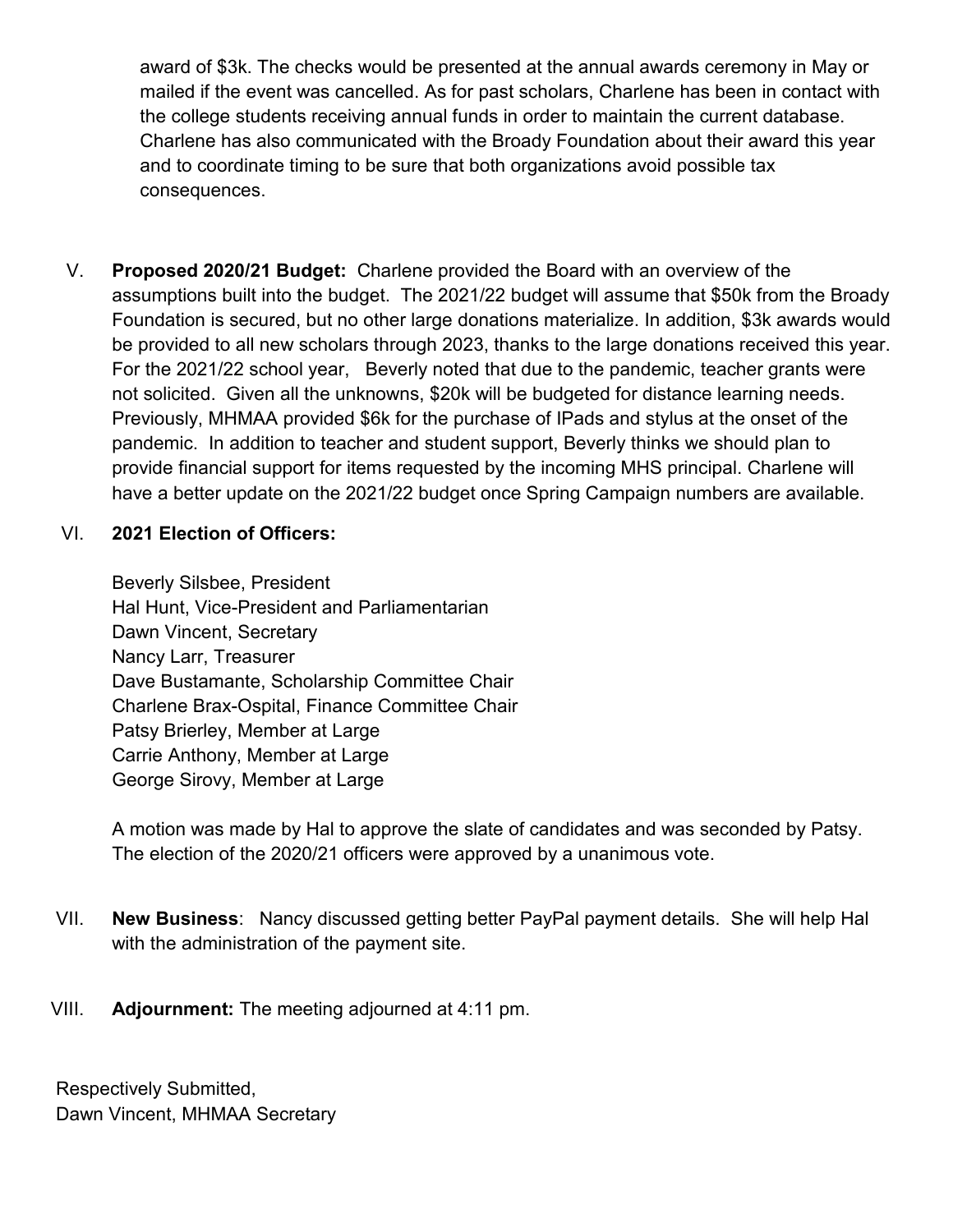award of $3k. The checks would be presented at the annual awards ceremony in May or mailed if the event was cancelled. As for past scholars, Charlene has been in contact with the college students receiving annual funds in order to maintain the current database. Charlene has also communicated with the Broady Foundation about their award this year and to coordinate timing to be sure that both organizations avoid possible tax consequences.

V. **Proposed 2020/21 Budget:** Charlene provided the Board with an overview of the assumptions built into the budget. The 2021/22 budget will assume that $50k from the Broady Foundation is secured, but no other large donations materialize. In addition, $3k awards would be provided to all new scholars through 2023, thanks to the large donations received this year. For the 2021/22 school year, Beverly noted that due to the pandemic, teacher grants were not solicited. Given all the unknowns, $20k will be budgeted for distance learning needs. Previously, MHMAA provided $6k for the purchase of IPads and stylus at the onset of the pandemic. In addition to teacher and student support, Beverly thinks we should plan to provide financial support for items requested by the incoming MHS principal. Charlene will have a better update on the 2021/22 budget once Spring Campaign numbers are available.

VI. **2021 Election of Officers:**

Beverly Silsbee, President
Hal Hunt, Vice-President and Parliamentarian
Dawn Vincent, Secretary
Nancy Larr, Treasurer
Dave Bustamante, Scholarship Committee Chair
Charlene Brax-Ospital, Finance Committee Chair
Patsy Brierley, Member at Large
Carrie Anthony, Member at Large
George Sirovy, Member at Large

A motion was made by Hal to approve the slate of candidates and was seconded by Patsy. The election of the 2020/21 officers were approved by a unanimous vote.

VII. **New Business**: Nancy discussed getting better PayPal payment details. She will help Hal with the administration of the payment site.

VIII. **Adjournment:** The meeting adjourned at 4:11 pm.

Respectively Submitted,
Dawn Vincent, MHMAA Secretary